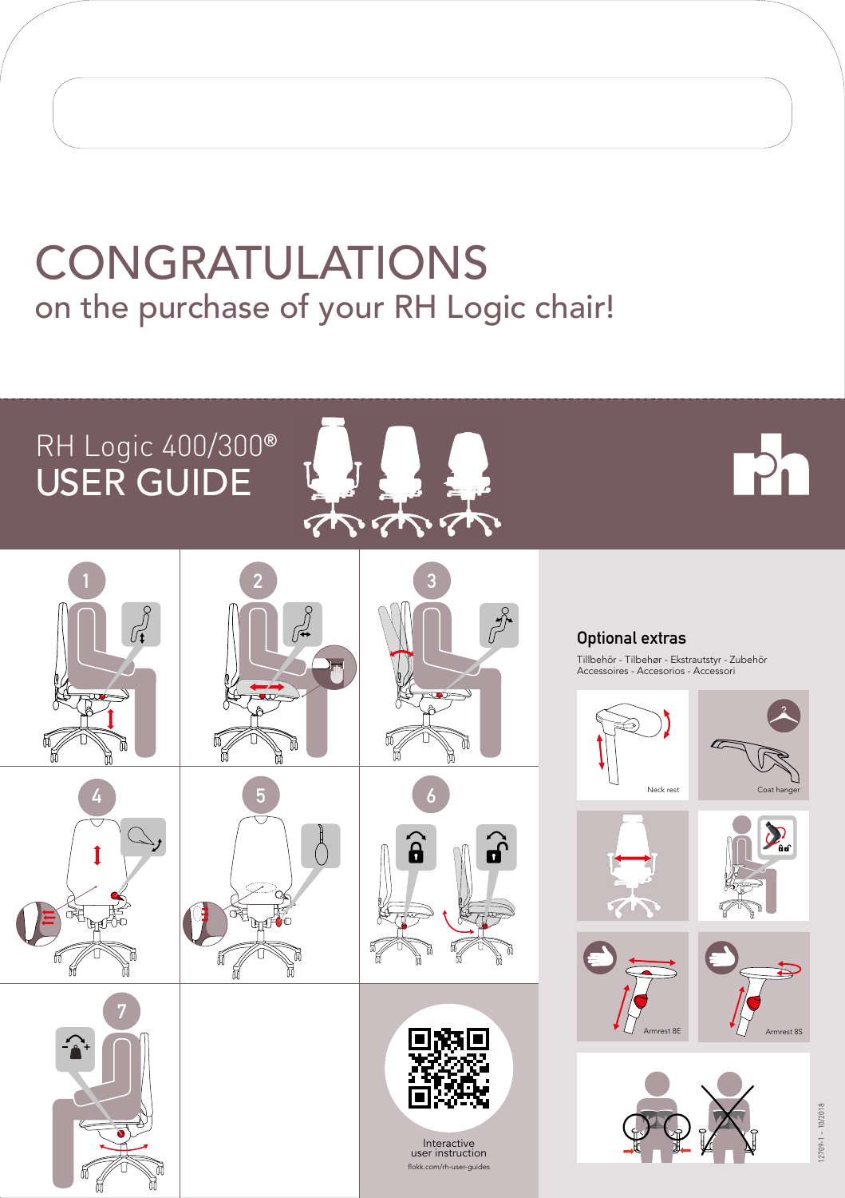# CONGRATULATIONS

on the purchase of your RH Logic chair!

## RH Logic 400/300®
## USER GUIDE

1

2

3

4

5

6

7

### Optional extras

Tillbehör - Tilbehør - Ekstrautstyr - Zubehör
Accessoires - Accesorios - Accessori

Neck rest

Coat hanger

Armrest 8E

Armrest 8S

Interactive user instruction
flokk.com/rh-user-guides

12709-1 – 10/2018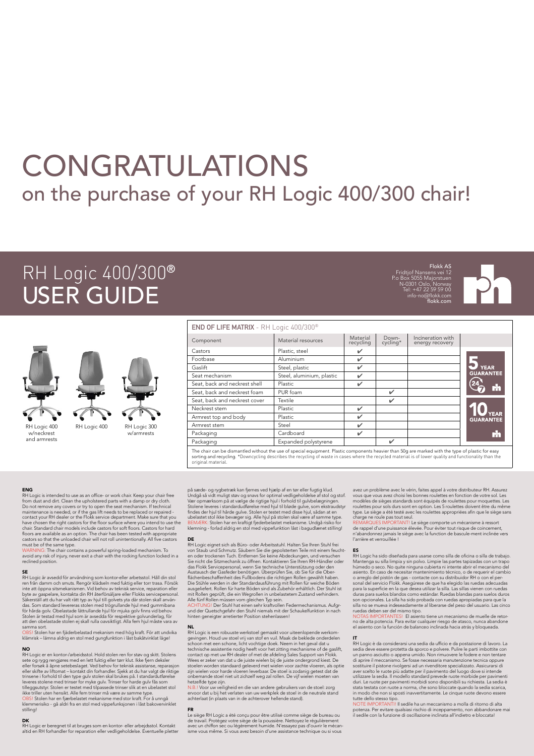# CONGRATULATIONS

## on the purchase of your RH Logic 400/300 chair!

# RH Logic 400/300® USER GUIDE

Flokk AS
Fridtjof Nansens vei 12
P.o Box 5055 Majorstuen
N-0301 Oslo, Norway
Tel: +47 22 59 59 00
info-no@flokk.com
flokk.com

RH Logic 400 w/neckrest and armrests

RH Logic 400

RH Logic 300 w/armrests

**END OF LIFE MATRIX** - RH Logic 400/300®

| Component | Material resources | Material recycling | Down-cycling* | Incineration with energy recovery |
|---|---|---|---|---|
| Castors | Plastic, steel | ✔ | | |
| Footbase | Aluminium | ✔ | | |
| Gaslift | Steel, plastic | ✔ | | |
| Seat mechanism | Steel, aluminium, plastic | ✔ | | |
| Seat, back and neckrest shell | Plastic | ✔ | | |
| Seat, back and neckrest foam | PUR foam | | ✔ | |
| Seat, back and neckrest cover | Textile | | ✔ | |
| Neckrest stem | Plastic | ✔ | | |
| Armrest top and body | Plastic | ✔ | | |
| Armrest stem | Steel | ✔ | | |
| Packaging | Cardboard | ✔ | | |
| Packaging | Expanded polystyrene | | ✔ | |

5 YEAR GUARANTEE 24/7

10 YEAR GUARANTEE

The chair can be dismantled without the use of special equipment. Plastic components heavier than 50g are marked with the type of plastic for easy sorting and recycling. *Downcycling describes the recycling of waste in cases where the recycled material is of lower quality and functionality than the original material.

### ENG
RH Logic is intended to use as an office- or work chair. Keep your chair free from dust and dirt. Clean the upholstered parts with a damp or dry cloth. Do not remove any covers or try to open the seat mechanism. If technical maintenance is needed, or if the gas lift needs to be replaced or repaired - contact your RH dealer or the Flokk service department. Make sure that you have chosen the right castors for the floor surface where you intend to use the chair. Standard chair models include castors for soft floors. Castors for hard floors are available as an option. The chair has been tested with appropriate castors so that the unloaded chair will not roll unintentionally. All five castors must be of the same type.
WARNING: The chair contains a powerful spring-loaded mechanism. To avoid any risk of injury, never exit a chair with the rocking function locked in a reclined position.

### SE
RH Logic är avsedd för användning som kontor-eller arbetsstol. Håll din stol ren från damm och smuts. Rengör klädseln med fuktig eller torr trasa. Försök inte att öppna sitsmekanismen. Vid behov av teknisk service, reparation eller byte av gaspelare, kontakta din RH återförsäljare eller Flokks servicepersonal. Säkerställ att du har valt rätt typ av hjul till golvets yta där stolen skall användas. Som standard levereras stolen med trögrullande hjul med gummibana för hårda golv. Obelastade lättrullande hjul för mjuka golv finns vid behov. Stolen är testad med hjul som är avsedda för respektive golvunderlag, för att den obelastade stolen ej skall rulla oavsiktligt. Alla fem hjul måste vara av samma sort.
OBS! Stolen har en fjäderbelastad mekanism med hög kraft. För att undvika klämrisk – lämna aldrig en stol med gungfunktion i låst bakåtvinklat läge!

### NO
RH Logic er en kontor-/arbeidsstol. Hold stolen ren for støv og skitt. Stolens sete og rygg rengjøres med en lett fuktig eller tørr klut. Ikke fjern deksler eller forsøk å åpne setebeslaget. Ved behov for teknisk assistanse, reparasjon eller skifte av liftomat – kontakt din forhandler. Sjekk at du har valgt de riktige trinsene i forhold til den type gulv stolen skal brukes på. I standardutførelse leveres stolene med trinser for myke gulv. Trinser for harde gulv fås som tilleggsutstyr. Stolen er testet med tilpassede trinser slik at en ubelastet stol ikke triller uten hensikt. Alle fem trinser må være av samme type.
OBS! Stolen har en fjærbelastet mekanisme med stor kraft. For å unngå klemmerisiko - gå aldri fra en stol med vippefunksjonen i låst bakovervinklet stilling!

### DK
RH Logic er beregnet til at bruges som en kontor- eller arbejdsstol. Kontakt altid en RH forhandler for reparation eller vedligeholdelse. Eventuelle pletter på sæde- og rygbetræk kan fjernes ved hjælp af en tør eller fugtig klud. Undgå så vidt muligt støv og snavs for optimal vedligeholdelse af stol og stof. Vær opmærksom på at vælge de rigtige hjul i forhold til gulvbelægningen. Stolene leveres i standardudførelse med hjul til bløde gulve, som ekstraudstyr findes der hjul til hårde gulve. Stolen er testet med disse hjul, sådan at en ubelastet stol ikke bevæger sig. Alle hjul på stolen skal være af samme type.
BEMÆRK: Stolen har en kraftigt fjederbelastet mekanisme. Undgå risiko for klemning - forlad aldrig en stol med vippefunktion låst i bagudlænet stilling!

### DE
RH Logic eignet sich als Büro- oder Arbeitsstuhl. Halten Sie Ihren Stuhl frei von Staub und Schmutz. Säubern Sie die gepolsterten Teile mit einem feuchten oder trockenen Tuch. Entfernen Sie keine Abdeckungen, und versuchen Sie nicht die Sitzmechanik zu öffnen. Kontaktieren Sie Ihren RH-Händler oder das Flokk Servicepersonal, wenn Sie technische Unterstützung oder den Austausch der Gasfeder benötigen. Überprüfen Sie, ob Sie für die Oberflächenbeschaffenheit des Fußbodens die richtigen Rollen gewählt haben. Die Stühle werden in der Standardausführung mit Rollen für weiche Böden ausgeliefert. Rollen für harte Böden sind als Zubehör erhältlich. Der Stuhl ist mit Rollen geprüft, die ein Wegrollen in unbelastetem Zustand verhindern. Alle fünf Rollen müssen vom gleichen Typ sein.
ACHTUNG! Der Stuhl hat einen sehr kraftvollen Federmechanismus. Aufgrund der Quetschgefahr den Stuhl niemals mit der Schaukelfunktion in nach hinten geneigter arretierter Position stehenlassen!

### NL
RH Logic is een robuuste werkstoel gemaakt voor uiteenlopende werkomgevingen. Houd uw stoel vrij van stof en vuil. Maak de beklede onderdelen schoon met een schone, licht vochtige doek. Neem in het geval dat u technische assistentie nodig heeft voor het zitting mechanisme of de gaslift, contact op met uw RH dealer of met de afdeling Sales Support van Flokk. Wees er zeker van dat u de juiste wielen bij de juiste ondergrond kiest. De stoelen worden standaard geleverd met wielen voor zachte vloeren, als optie zijn wielen voor harde vloeren leverbaar. De stoel is zodanig getest dat de onbemande stoel niet uit zichzelf weg zal rollen. De vijf wielen moeten van hetzelfde type zijn.
N.B.! Voor uw veiligheid en die van andere gebruikers van de stoel: zorg ervoor dat u bij het verlaten van uw werkplek de stoel in de neutrale stand achterlaat (in plaats van in de achterover hellende stand).

### FR
Le siège RH Logic a été conçu pour être utilisé comme siège de bureau ou de travail. Protégez votre siège de la poussière. Nettoyez le régulièrement avec un chiffon sec ou légèrement humide. N'essayez pas d'ouvrir le mécanisme vous même. Si vous avez besoin d'une assistance technique ou si vous avez un problème avec le vérin, faites appel à votre distributeur RH. Assurez vous que vous avez choisi les bonnes roulettes en fonction de votre sol. Les modèles de sièges standards sont équipés de roulettes pour moquettes. Les roulettes pour sols durs sont en option. Les 5 roulettes doivent être du même type. Le siège a été testé avec les roulettes appropriées afin que le siège sans charge ne roule pas tout seul.
REMARQUES IMPORTANT! Le siège comporte un mécanisme à ressort de rappel d'une puissance élevée. Pour éviter tout risque de coincement, n'abandonnez jamais le siège avec la function de bascule-ment inclinée vers l'arrière et verrouillée !

### ES
RH Logic ha sido diseñada para usarse como silla de oficina o silla de trabajo. Mantenga su silla limpia y sin polvo. Limpie las partes tapizadas con un trapo húmedo o seco. No quite ninguna cubierta ni intente abrir el mecanismo del asiento. En caso de necesitar mantenimiento técnico, o de requerir el cambio o arreglo del pistón de gas - contacte con su distribuidor RH o con el personal del servicio Flokk. Asegúrese de que ha elegido las ruedas adecuadas para la superficie en la que desea utilizar la silla. Las sillas vienen con ruedas duras para suelos blandos como estándar. Ruedas blandas para suelos duros son opcionales. La silla ha sido probada con ruedas apropiadas para que la silla no se mueva indeseadamente al liberarse del peso del usuario. Las cinco ruedas deben ser del mismo tipo.
NOTAS IMPORTANTES! El asiento tiene un mecanismo de muelle de retorno de alta potencia. Para evitar cualquier riesgo de atasco, nunca abandone el asiento con la función de balanceo inclinada hacia atrás y bloqueada.

### IT
RH Logic è da considerarsi una sedia da ufficio e da postazione di lavoro. La sedia deve essere protetta da sporco e polvere. Pulire le parti imbottite con un panno asciutto o appena umido. Non rimuovere le fodere e non tentare di aprire il meccanismo. Se fosse necessaria manutenzione tecnica oppure sostituire il pistone rivolgersi ad un rivenditore specializzato. Assicurarsi di aver scelto le ruote più adatte per il pavimento del luogo dove si intende utilizzare la sedia. Il modello standard prevede ruote morbide per pavimenti duri. Le ruote per pavimenti morbidi sono disponibili su richiesta. La sedia è stata testata con ruote a norma, che sono bloccate quando la sedia scarica, in modo che non si sposti inavvertitamente. Le cinque ruote devono essere tutte dello stesso tipo.
NOTE IMPORTANTI! Il sedile ha un meccanismo a molla di ritorno di alta potenza. Per evitare qualsiasi rischio di inceppamento, non abbandonare mai il sedile con la funzione di oscillazione inclinata all'indietro e bloccata!